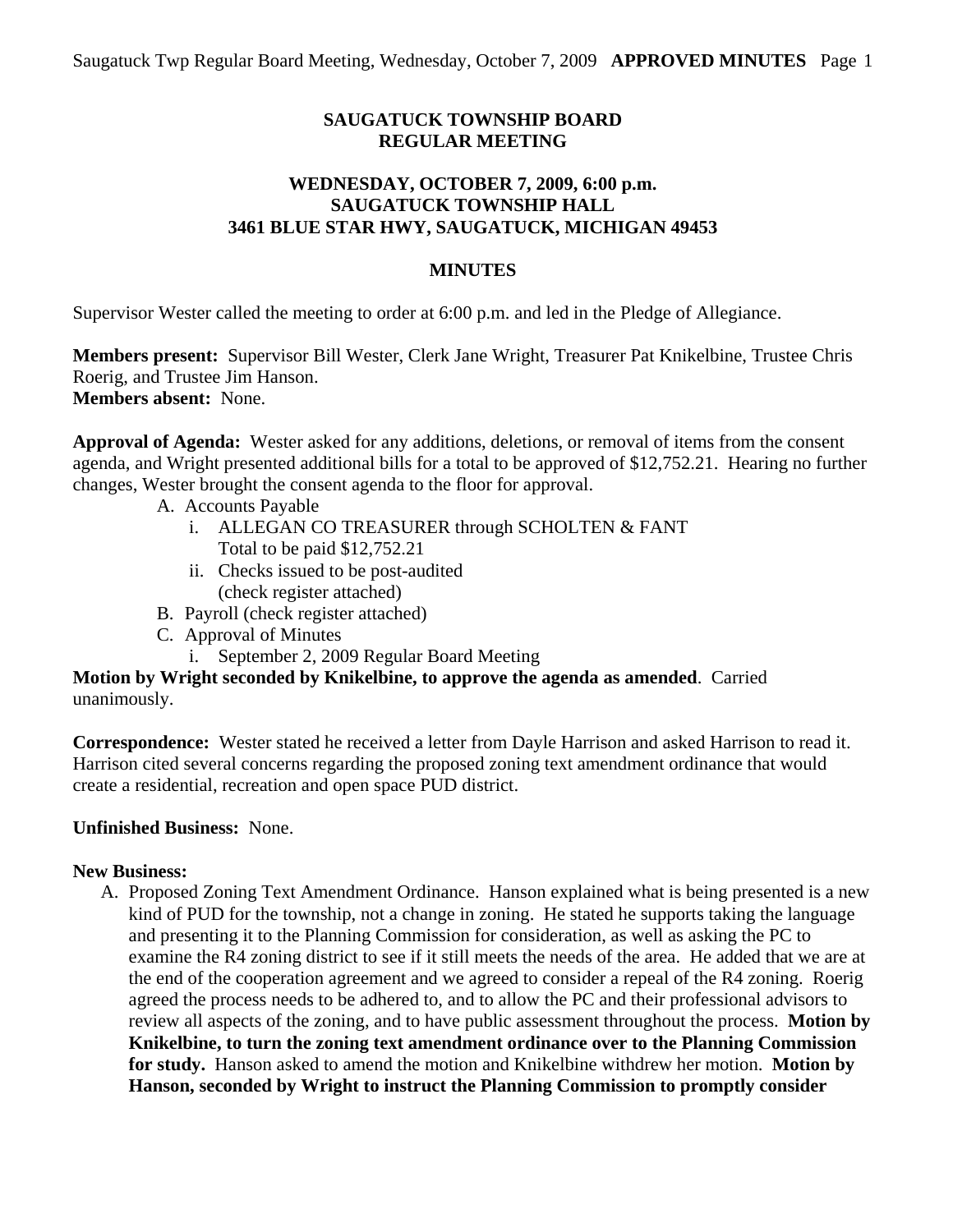# SAUGATUCK TOWNSHIP BOARD
# REGULAR MEETING

## WEDNESDAY, OCTOBER 7, 2009, 6:00 p.m.
## SAUGATUCK TOWNSHIP HALL
## 3461 BLUE STAR HWY, SAUGATUCK, MICHIGAN 49453

## MINUTES

Supervisor Wester called the meeting to order at 6:00 p.m. and led in the Pledge of Allegiance.

**Members present:** Supervisor Bill Wester, Clerk Jane Wright, Treasurer Pat Knikelbine, Trustee Chris Roerig, and Trustee Jim Hanson.
**Members absent:** None.

**Approval of Agenda:** Wester asked for any additions, deletions, or removal of items from the consent agenda, and Wright presented additional bills for a total to be approved of $12,752.21. Hearing no further changes, Wester brought the consent agenda to the floor for approval.

- A. Accounts Payable
  - i. ALLEGAN CO TREASURER through SCHOLTEN & FANT
    Total to be paid $12,752.21
  - ii. Checks issued to be post-audited
    (check register attached)
- B. Payroll (check register attached)
- C. Approval of Minutes
  - i. September 2, 2009 Regular Board Meeting

**Motion by Wright seconded by Knikelbine, to approve the agenda as amended**. Carried unanimously.

**Correspondence:** Wester stated he received a letter from Dayle Harrison and asked Harrison to read it. Harrison cited several concerns regarding the proposed zoning text amendment ordinance that would create a residential, recreation and open space PUD district.

**Unfinished Business:** None.

**New Business:**

A. Proposed Zoning Text Amendment Ordinance. Hanson explained what is being presented is a new kind of PUD for the township, not a change in zoning. He stated he supports taking the language and presenting it to the Planning Commission for consideration, as well as asking the PC to examine the R4 zoning district to see if it still meets the needs of the area. He added that we are at the end of the cooperation agreement and we agreed to consider a repeal of the R4 zoning. Roerig agreed the process needs to be adhered to, and to allow the PC and their professional advisors to review all aspects of the zoning, and to have public assessment throughout the process. **Motion by Knikelbine, to turn the zoning text amendment ordinance over to the Planning Commission for study.** Hanson asked to amend the motion and Knikelbine withdrew her motion. **Motion by Hanson, seconded by Wright to instruct the Planning Commission to promptly consider**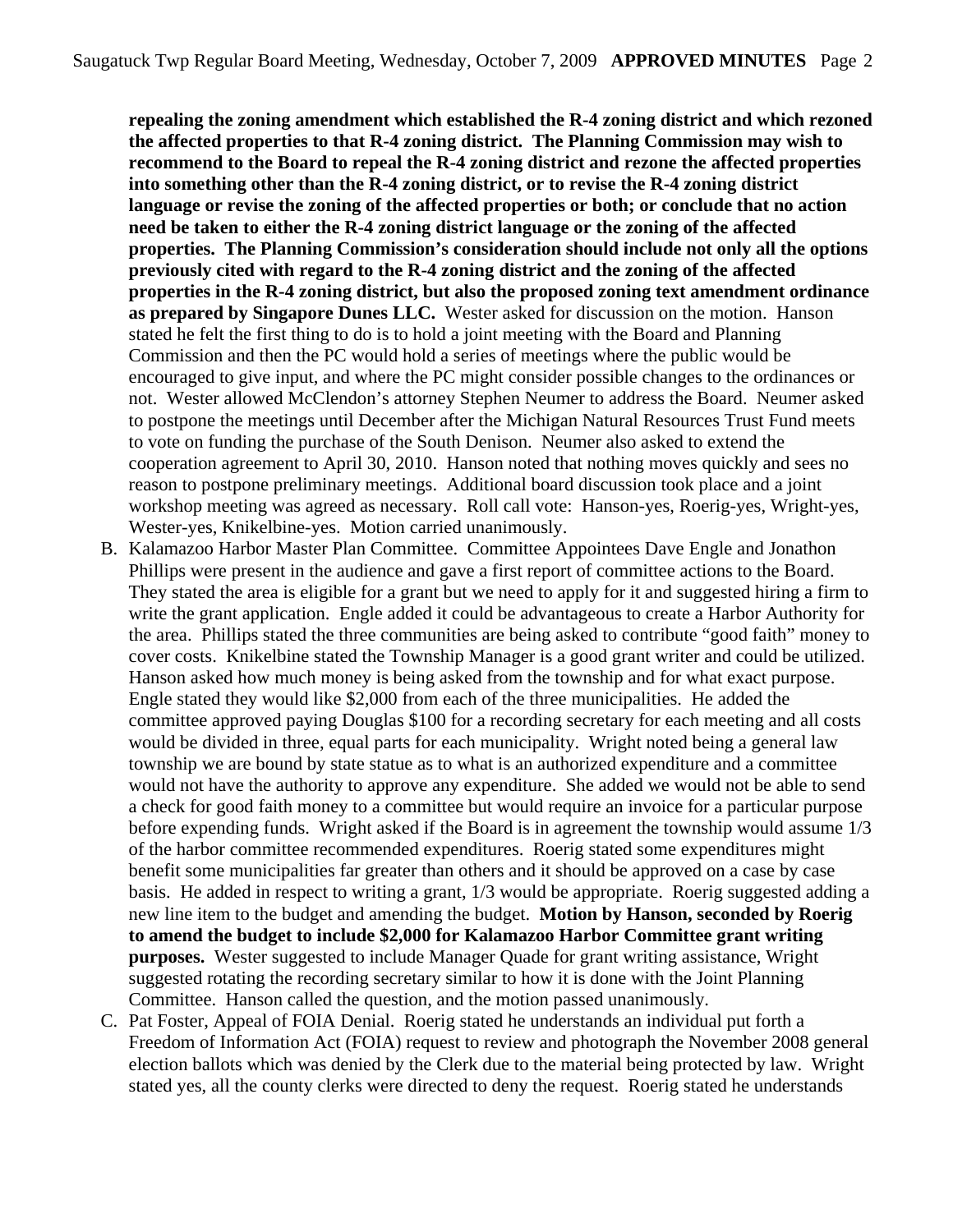**repealing the zoning amendment which established the R-4 zoning district and which rezoned the affected properties to that R-4 zoning district. The Planning Commission may wish to recommend to the Board to repeal the R-4 zoning district and rezone the affected properties into something other than the R-4 zoning district, or to revise the R-4 zoning district language or revise the zoning of the affected properties or both; or conclude that no action need be taken to either the R-4 zoning district language or the zoning of the affected properties. The Planning Commission's consideration should include not only all the options previously cited with regard to the R-4 zoning district and the zoning of the affected properties in the R-4 zoning district, but also the proposed zoning text amendment ordinance as prepared by Singapore Dunes LLC.** Wester asked for discussion on the motion. Hanson stated he felt the first thing to do is to hold a joint meeting with the Board and Planning Commission and then the PC would hold a series of meetings where the public would be encouraged to give input, and where the PC might consider possible changes to the ordinances or not. Wester allowed McClendon's attorney Stephen Neumer to address the Board. Neumer asked to postpone the meetings until December after the Michigan Natural Resources Trust Fund meets to vote on funding the purchase of the South Denison. Neumer also asked to extend the cooperation agreement to April 30, 2010. Hanson noted that nothing moves quickly and sees no reason to postpone preliminary meetings. Additional board discussion took place and a joint workshop meeting was agreed as necessary. Roll call vote: Hanson-yes, Roerig-yes, Wright-yes, Wester-yes, Knikelbine-yes. Motion carried unanimously.

B. Kalamazoo Harbor Master Plan Committee. Committee Appointees Dave Engle and Jonathon Phillips were present in the audience and gave a first report of committee actions to the Board. They stated the area is eligible for a grant but we need to apply for it and suggested hiring a firm to write the grant application. Engle added it could be advantageous to create a Harbor Authority for the area. Phillips stated the three communities are being asked to contribute "good faith" money to cover costs. Knikelbine stated the Township Manager is a good grant writer and could be utilized. Hanson asked how much money is being asked from the township and for what exact purpose. Engle stated they would like $2,000 from each of the three municipalities. He added the committee approved paying Douglas $100 for a recording secretary for each meeting and all costs would be divided in three, equal parts for each municipality. Wright noted being a general law township we are bound by state statue as to what is an authorized expenditure and a committee would not have the authority to approve any expenditure. She added we would not be able to send a check for good faith money to a committee but would require an invoice for a particular purpose before expending funds. Wright asked if the Board is in agreement the township would assume 1/3 of the harbor committee recommended expenditures. Roerig stated some expenditures might benefit some municipalities far greater than others and it should be approved on a case by case basis. He added in respect to writing a grant, 1/3 would be appropriate. Roerig suggested adding a new line item to the budget and amending the budget. **Motion by Hanson, seconded by Roerig to amend the budget to include $2,000 for Kalamazoo Harbor Committee grant writing purposes.** Wester suggested to include Manager Quade for grant writing assistance, Wright suggested rotating the recording secretary similar to how it is done with the Joint Planning Committee. Hanson called the question, and the motion passed unanimously.

C. Pat Foster, Appeal of FOIA Denial. Roerig stated he understands an individual put forth a Freedom of Information Act (FOIA) request to review and photograph the November 2008 general election ballots which was denied by the Clerk due to the material being protected by law. Wright stated yes, all the county clerks were directed to deny the request. Roerig stated he understands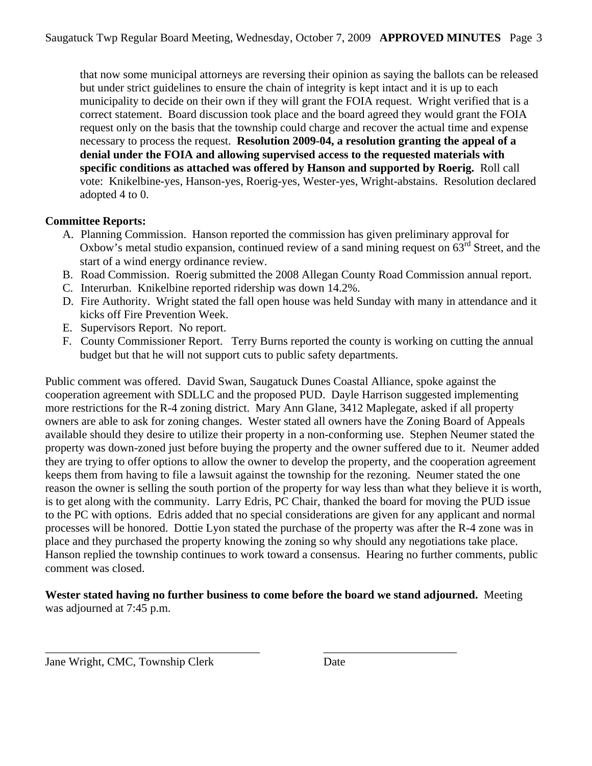that now some municipal attorneys are reversing their opinion as saying the ballots can be released but under strict guidelines to ensure the chain of integrity is kept intact and it is up to each municipality to decide on their own if they will grant the FOIA request. Wright verified that is a correct statement. Board discussion took place and the board agreed they would grant the FOIA request only on the basis that the township could charge and recover the actual time and expense necessary to process the request. **Resolution 2009-04, a resolution granting the appeal of a denial under the FOIA and allowing supervised access to the requested materials with specific conditions as attached was offered by Hanson and supported by Roerig.** Roll call vote: Knikelbine-yes, Hanson-yes, Roerig-yes, Wester-yes, Wright-abstains. Resolution declared adopted 4 to 0.

**Committee Reports:**

A. Planning Commission. Hanson reported the commission has given preliminary approval for Oxbow's metal studio expansion, continued review of a sand mining request on 63rd Street, and the start of a wind energy ordinance review.
B. Road Commission. Roerig submitted the 2008 Allegan County Road Commission annual report.
C. Interurban. Knikelbine reported ridership was down 14.2%.
D. Fire Authority. Wright stated the fall open house was held Sunday with many in attendance and it kicks off Fire Prevention Week.
E. Supervisors Report. No report.
F. County Commissioner Report. Terry Burns reported the county is working on cutting the annual budget but that he will not support cuts to public safety departments.

Public comment was offered. David Swan, Saugatuck Dunes Coastal Alliance, spoke against the cooperation agreement with SDLLC and the proposed PUD. Dayle Harrison suggested implementing more restrictions for the R-4 zoning district. Mary Ann Glane, 3412 Maplegate, asked if all property owners are able to ask for zoning changes. Wester stated all owners have the Zoning Board of Appeals available should they desire to utilize their property in a non-conforming use. Stephen Neumer stated the property was down-zoned just before buying the property and the owner suffered due to it. Neumer added they are trying to offer options to allow the owner to develop the property, and the cooperation agreement keeps them from having to file a lawsuit against the township for the rezoning. Neumer stated the one reason the owner is selling the south portion of the property for way less than what they believe it is worth, is to get along with the community. Larry Edris, PC Chair, thanked the board for moving the PUD issue to the PC with options. Edris added that no special considerations are given for any applicant and normal processes will be honored. Dottie Lyon stated the purchase of the property was after the R-4 zone was in place and they purchased the property knowing the zoning so why should any negotiations take place. Hanson replied the township continues to work toward a consensus. Hearing no further comments, public comment was closed.

**Wester stated having no further business to come before the board we stand adjourned.** Meeting was adjourned at 7:45 p.m.

\_\_\_\_\_\_\_\_\_\_\_\_\_\_\_\_\_\_\_\_\_\_\_\_\_\_\_\_\_\_\_\_\_\_\_\_\_ \_\_\_\_\_\_\_\_\_\_\_\_\_\_\_\_\_\_\_\_\_\_\_

Jane Wright, CMC, Township Clerk Date